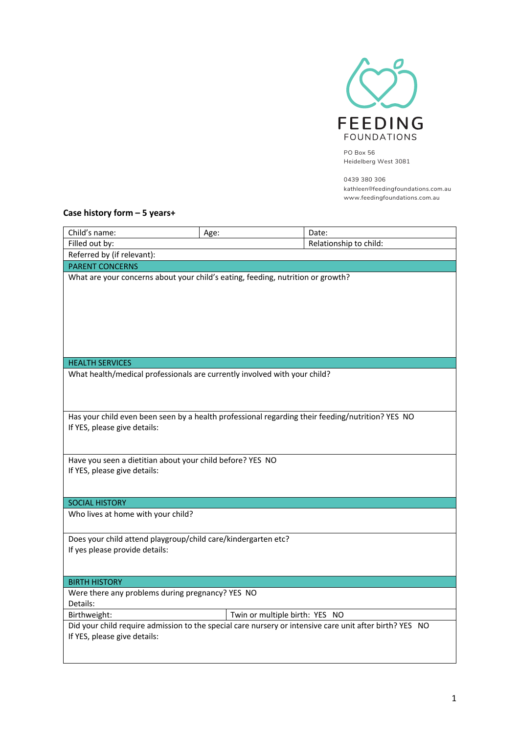FEEDING
FOUNDATIONS

PO Box 56
Heidelberg West 3081

0439 380 306
kathleen@feedingfoundations.com.au
www.feedingfoundations.com.au

**Case history form – 5 years+**

| Child's name: | Age: | Date: |
|---|---|---|
| Filled out by: | | Relationship to child: |
| Referred by (if relevant): | | |
| **PARENT CONCERNS** | | |
| What are your concerns about your child's eating, feeding, nutrition or growth? | | |
| **HEALTH SERVICES** | | |
| What health/medical professionals are currently involved with your child? | | |
| Has your child even been seen by a health professional regarding their feeding/nutrition? YES NO<br>If YES, please give details: | | |
| Have you seen a dietitian about your child before? YES NO<br>If YES, please give details: | | |
| **SOCIAL HISTORY** | | |
| Who lives at home with your child? | | |
| Does your child attend playgroup/child care/kindergarten etc?<br>If yes please provide details: | | |
| **BIRTH HISTORY** | | |
| Were there any problems during pregnancy? YES NO<br>Details: | | |
| Birthweight: | Twin or multiple birth: YES NO | |
| Did your child require admission to the special care nursery or intensive care unit after birth? YES NO<br>If YES, please give details: | | |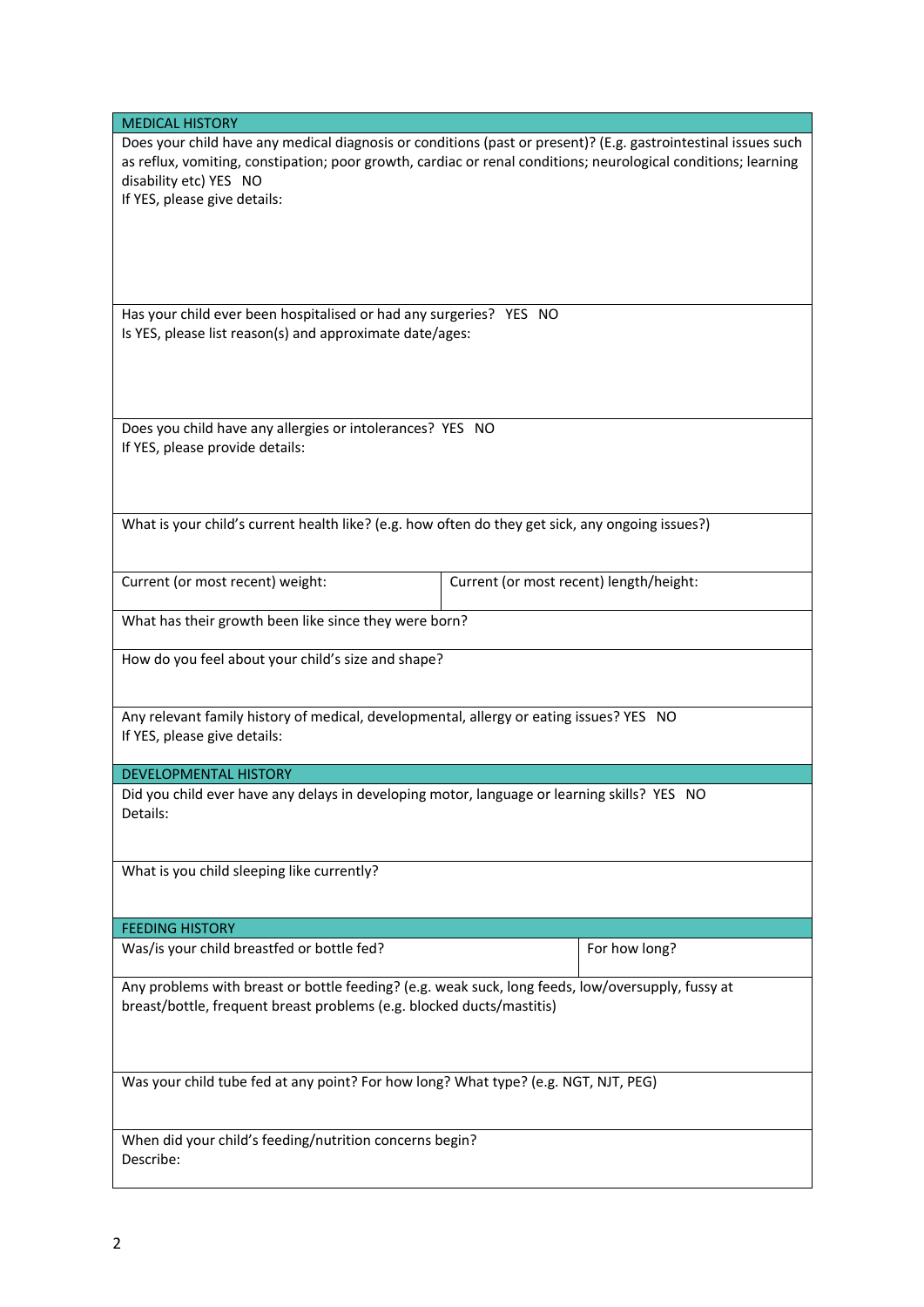## MEDICAL HISTORY

Does your child have any medical diagnosis or conditions (past or present)? (E.g. gastrointestinal issues such as reflux, vomiting, constipation; poor growth, cardiac or renal conditions; neurological conditions; learning disability etc) YES NO

If YES, please give details:

Has your child ever been hospitalised or had any surgeries? YES NO

Is YES, please list reason(s) and approximate date/ages:

Does you child have any allergies or intolerances? YES NO

If YES, please provide details:

What is your child's current health like? (e.g. how often do they get sick, any ongoing issues?)

| Current (or most recent) weight: | Current (or most recent) length/height: |
| --- | --- |

What has their growth been like since they were born?

How do you feel about your child's size and shape?

Any relevant family history of medical, developmental, allergy or eating issues? YES NO

If YES, please give details:

## DEVELOPMENTAL HISTORY

Did you child ever have any delays in developing motor, language or learning skills? YES NO

Details:

What is you child sleeping like currently?

## FEEDING HISTORY

| Was/is your child breastfed or bottle fed? | For how long? |
| --- | --- |

Any problems with breast or bottle feeding? (e.g. weak suck, long feeds, low/oversupply, fussy at breast/bottle, frequent breast problems (e.g. blocked ducts/mastitis)

Was your child tube fed at any point? For how long? What type? (e.g. NGT, NJT, PEG)

When did your child's feeding/nutrition concerns begin?

Describe: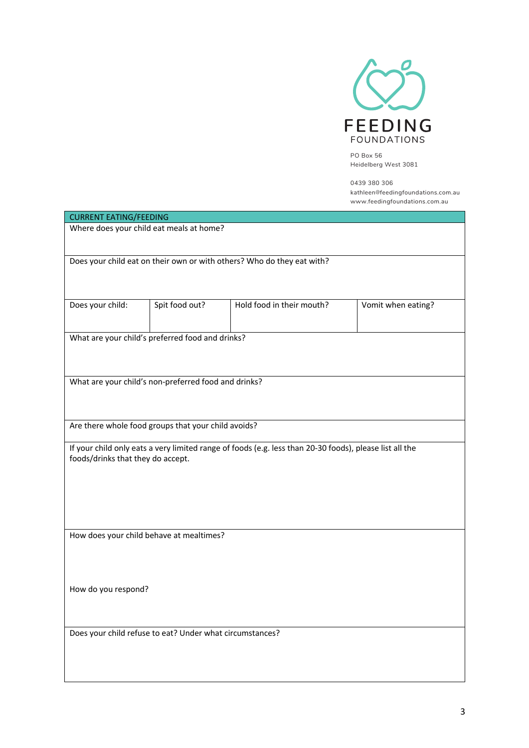FEEDING
FOUNDATIONS

PO Box 56
Heidelberg West 3081

0439 380 306
kathleen@feedingfoundations.com.au
www.feedingfoundations.com.au

| CURRENT EATING/FEEDING | | | |
|---|---|---|---|
| Where does your child eat meals at home? | | | |
| Does your child eat on their own or with others? Who do they eat with? | | | |
| Does your child: | Spit food out? | Hold food in their mouth? | Vomit when eating? |
| What are your child's preferred food and drinks? | | | |
| What are your child's non-preferred food and drinks? | | | |
| Are there whole food groups that your child avoids? | | | |
| If your child only eats a very limited range of foods (e.g. less than 20-30 foods), please list all the foods/drinks that they do accept. | | | |
| How does your child behave at mealtimes?<br><br>How do you respond? | | | |
| Does your child refuse to eat? Under what circumstances? | | | |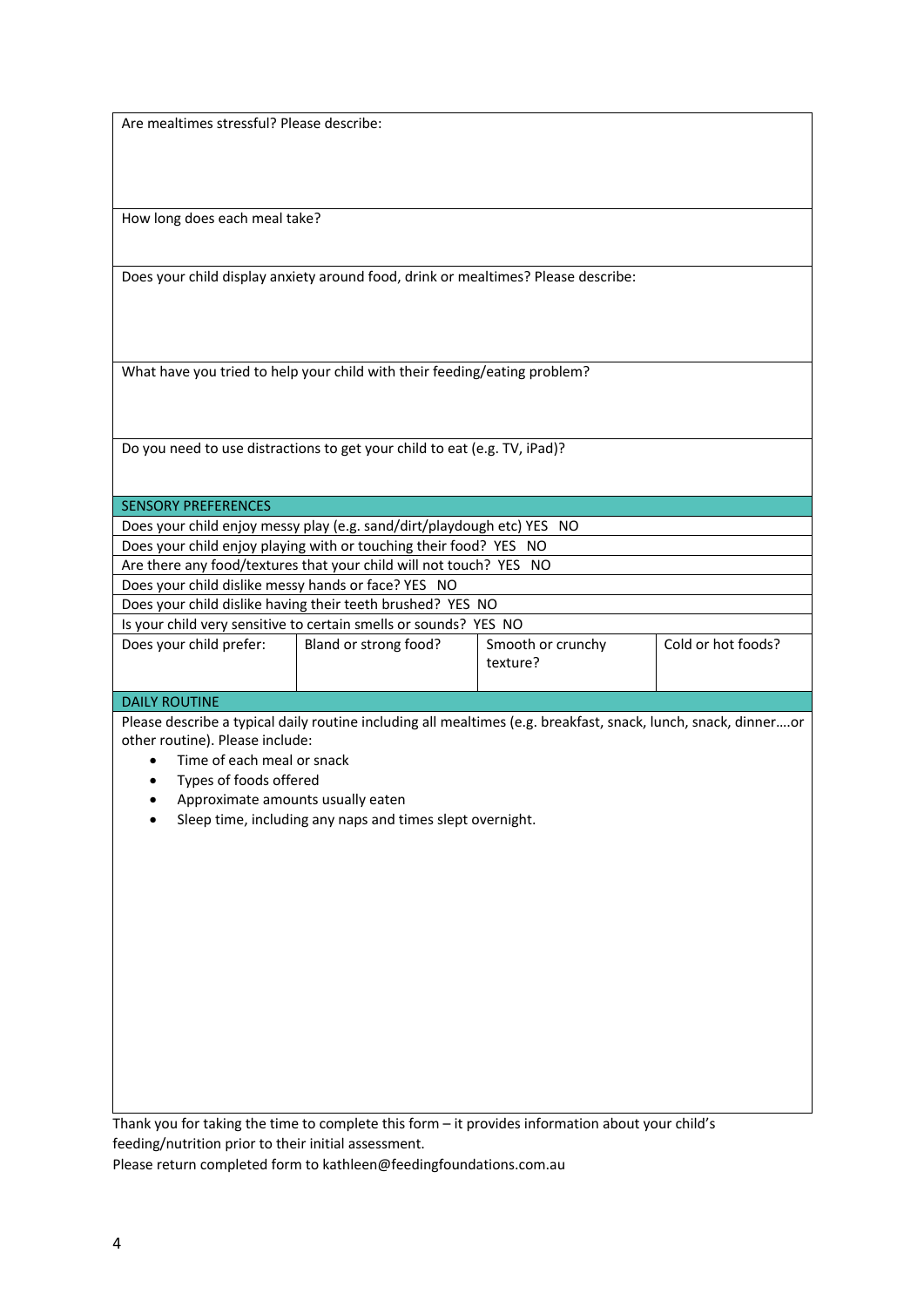| |
|---|
| Are mealtimes stressful? Please describe: |
| How long does each meal take? |
| Does your child display anxiety around food, drink or mealtimes? Please describe: |
| What have you tried to help your child with their feeding/eating problem? |
| Do you need to use distractions to get your child to eat (e.g. TV, iPad)? |

| SENSORY PREFERENCES | | | |
|---|---|---|---|
| Does your child enjoy messy play (e.g. sand/dirt/playdough etc) YES NO | | | |
| Does your child enjoy playing with or touching their food? YES NO | | | |
| Are there any food/textures that your child will not touch? YES NO | | | |
| Does your child dislike messy hands or face? YES NO | | | |
| Does your child dislike having their teeth brushed? YES NO | | | |
| Is your child very sensitive to certain smells or sounds? YES NO | | | |
| Does your child prefer: | Bland or strong food? | Smooth or crunchy texture? | Cold or hot foods? |

| DAILY ROUTINE |
|---|
| Please describe a typical daily routine including all mealtimes (e.g. breakfast, snack, lunch, snack, dinner….or other routine). Please include:<br>• Time of each meal or snack<br>• Types of foods offered<br>• Approximate amounts usually eaten<br>• Sleep time, including any naps and times slept overnight. |

Thank you for taking the time to complete this form – it provides information about your child's feeding/nutrition prior to their initial assessment.

Please return completed form to kathleen@feedingfoundations.com.au